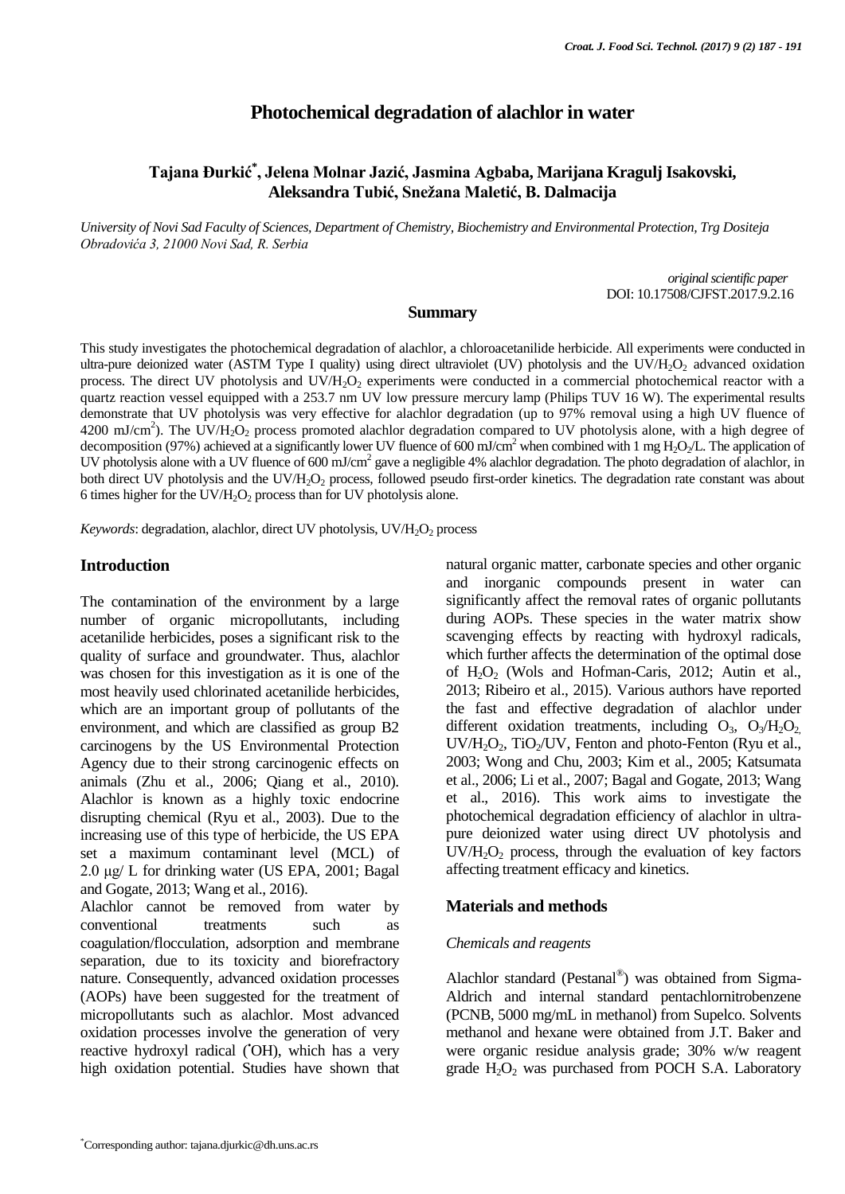# Photochemical degradation of alachlor in water

**Tajana Đurkić[*], Jelena Molnar Jazić, Jasmina Agbaba, Marijana Kragulj Isakovski, Aleksandra Tubić, Snežana Maletić, B. Dalmacija**

*University of Novi Sad Faculty of Sciences, Department of Chemistry, Biochemistry and Environmental Protection, Trg Dositeja Obradovića 3, 21000 Novi Sad, R. Serbia*

*original scientific paper*
DOI: 10.17508/CJFST.2017.9.2.16

## Summary

This study investigates the photochemical degradation of alachlor, a chloroacetanilide herbicide. All experiments were conducted in ultra-pure deionized water (ASTM Type I quality) using direct ultraviolet (UV) photolysis and the UV/$H_2O_2$ advanced oxidation process. The direct UV photolysis and UV/$H_2O_2$ experiments were conducted in a commercial photochemical reactor with a quartz reaction vessel equipped with a 253.7 nm UV low pressure mercury lamp (Philips TUV 16 W). The experimental results demonstrate that UV photolysis was very effective for alachlor degradation (up to 97% removal using a high UV fluence of 4200 mJ/cm$^2$). The UV/$H_2O_2$ process promoted alachlor degradation compared to UV photolysis alone, with a high degree of decomposition (97%) achieved at a significantly lower UV fluence of 600 mJ/cm$^2$ when combined with 1 mg $H_2O_2$/L. The application of UV photolysis alone with a UV fluence of 600 mJ/cm$^2$ gave a negligible 4% alachlor degradation. The photo degradation of alachlor, in both direct UV photolysis and the UV/$H_2O_2$ process, followed pseudo first-order kinetics. The degradation rate constant was about 6 times higher for the UV/$H_2O_2$ process than for UV photolysis alone.

*Keywords*: degradation, alachlor, direct UV photolysis, UV/$H_2O_2$ process

## Introduction

The contamination of the environment by a large number of organic micropollutants, including acetanilide herbicides, poses a significant risk to the quality of surface and groundwater. Thus, alachlor was chosen for this investigation as it is one of the most heavily used chlorinated acetanilide herbicides, which are an important group of pollutants of the environment, and which are classified as group B2 carcinogens by the US Environmental Protection Agency due to their strong carcinogenic effects on animals (Zhu et al., 2006; Qiang et al., 2010). Alachlor is known as a highly toxic endocrine disrupting chemical (Ryu et al., 2003). Due to the increasing use of this type of herbicide, the US EPA set a maximum contaminant level (MCL) of 2.0 μg/ L for drinking water (US EPA, 2001; Bagal and Gogate, 2013; Wang et al., 2016).

Alachlor cannot be removed from water by conventional treatments such as coagulation/flocculation, adsorption and membrane separation, due to its toxicity and biorefractory nature. Consequently, advanced oxidation processes (AOPs) have been suggested for the treatment of micropollutants such as alachlor. Most advanced oxidation processes involve the generation of very reactive hydroxyl radical ($^{\bullet}$OH), which has a very high oxidation potential. Studies have shown that natural organic matter, carbonate species and other organic and inorganic compounds present in water can significantly affect the removal rates of organic pollutants during AOPs. These species in the water matrix show scavenging effects by reacting with hydroxyl radicals, which further affects the determination of the optimal dose of $H_2O_2$ (Wols and Hofman-Caris, 2012; Autin et al., 2013; Ribeiro et al., 2015). Various authors have reported the fast and effective degradation of alachlor under different oxidation treatments, including $O_3$, $O_3/H_2O_2$, UV/$H_2O_2$, $TiO_2$/UV, Fenton and photo-Fenton (Ryu et al., 2003; Wong and Chu, 2003; Kim et al., 2005; Katsumata et al., 2006; Li et al., 2007; Bagal and Gogate, 2013; Wang et al., 2016). This work aims to investigate the photochemical degradation efficiency of alachlor in ultra-pure deionized water using direct UV photolysis and UV/$H_2O_2$ process, through the evaluation of key factors affecting treatment efficacy and kinetics.

## Materials and methods

### *Chemicals and reagents*

Alachlor standard (Pestanal®) was obtained from Sigma-Aldrich and internal standard pentachlornitrobenzene (PCNB, 5000 mg/mL in methanol) from Supelco. Solvents methanol and hexane were obtained from J.T. Baker and were organic residue analysis grade; 30% w/w reagent grade $H_2O_2$ was purchased from POCH S.A. Laboratory

[*]Corresponding author: tajana.djurkic@dh.uns.ac.rs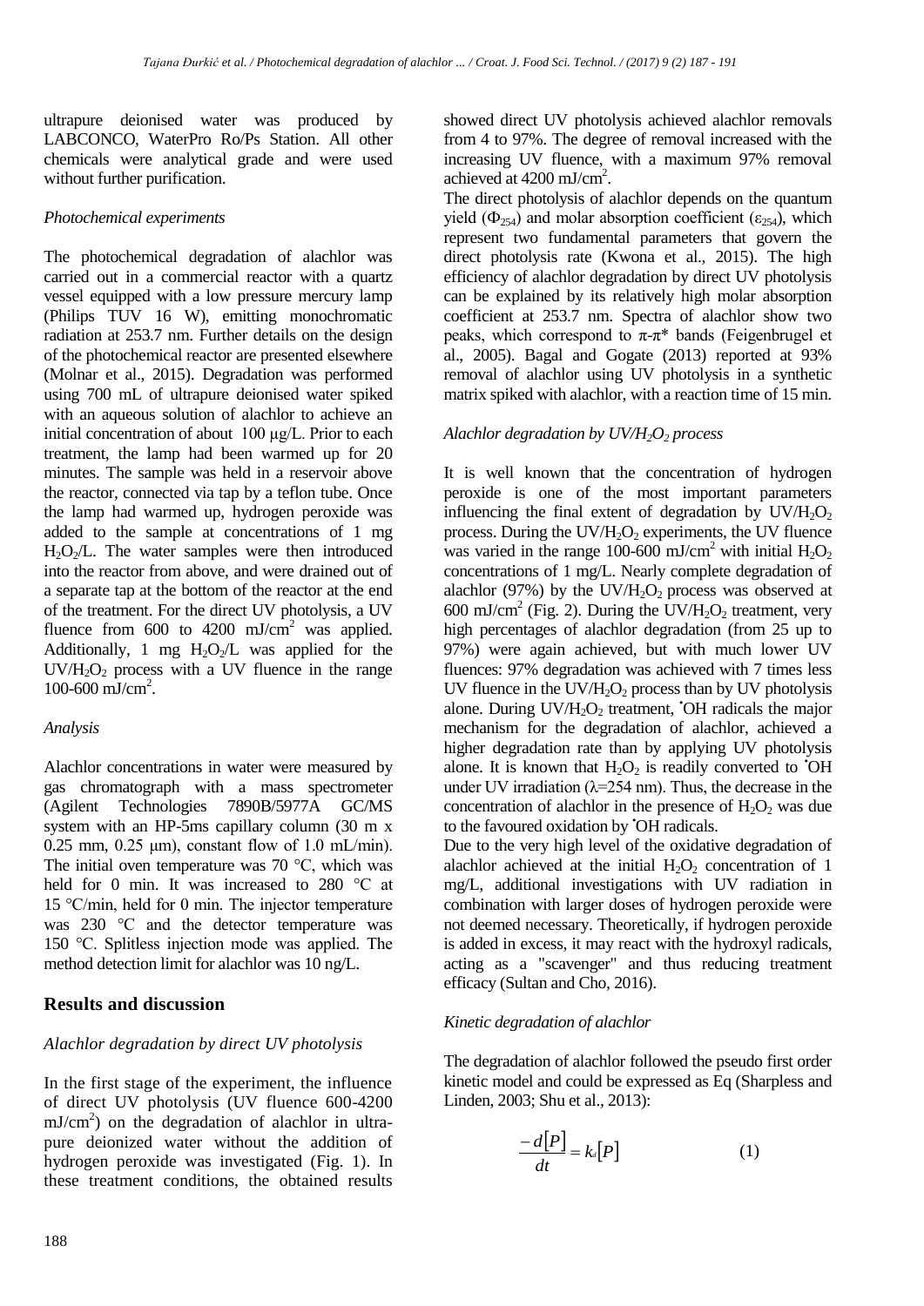ultrapure deionised water was produced by LABCONCO, WaterPro Ro/Ps Station. All other chemicals were analytical grade and were used without further purification.

*Photochemical experiments*

The photochemical degradation of alachlor was carried out in a commercial reactor with a quartz vessel equipped with a low pressure mercury lamp (Philips TUV 16 W), emitting monochromatic radiation at 253.7 nm. Further details on the design of the photochemical reactor are presented elsewhere (Molnar et al., 2015). Degradation was performed using 700 mL of ultrapure deionised water spiked with an aqueous solution of alachlor to achieve an initial concentration of about 100 μg/L. Prior to each treatment, the lamp had been warmed up for 20 minutes. The sample was held in a reservoir above the reactor, connected via tap by a teflon tube. Once the lamp had warmed up, hydrogen peroxide was added to the sample at concentrations of 1 mg $H_2O_2$/L. The water samples were then introduced into the reactor from above, and were drained out of a separate tap at the bottom of the reactor at the end of the treatment. For the direct UV photolysis, a UV fluence from 600 to 4200 mJ/cm$^2$ was applied. Additionally, 1 mg $H_2O_2$/L was applied for the UV/$H_2O_2$ process with a UV fluence in the range 100-600 mJ/cm$^2$.

*Analysis*

Alachlor concentrations in water were measured by gas chromatograph with a mass spectrometer (Agilent Technologies 7890B/5977A GC/MS system with an HP-5ms capillary column (30 m x 0.25 mm, 0.25 μm), constant flow of 1.0 mL/min). The initial oven temperature was 70 °C, which was held for 0 min. It was increased to 280 °C at 15 °C/min, held for 0 min. The injector temperature was 230 °C and the detector temperature was 150 °C. Splitless injection mode was applied. The method detection limit for alachlor was 10 ng/L.

## Results and discussion

*Alachlor degradation by direct UV photolysis*

In the first stage of the experiment, the influence of direct UV photolysis (UV fluence 600-4200 mJ/cm$^2$) on the degradation of alachlor in ultra-pure deionized water without the addition of hydrogen peroxide was investigated (Fig. 1). In these treatment conditions, the obtained results showed direct UV photolysis achieved alachlor removals from 4 to 97%. The degree of removal increased with the increasing UV fluence, with a maximum 97% removal achieved at 4200 mJ/cm$^2$.

The direct photolysis of alachlor depends on the quantum yield ($\Phi_{254}$) and molar absorption coefficient ($\varepsilon_{254}$), which represent two fundamental parameters that govern the direct photolysis rate (Kwona et al., 2015). The high efficiency of alachlor degradation by direct UV photolysis can be explained by its relatively high molar absorption coefficient at 253.7 nm. Spectra of alachlor show two peaks, which correspond to $\pi$-$\pi$* bands (Feigenbrugel et al., 2005). Bagal and Gogate (2013) reported at 93% removal of alachlor using UV photolysis in a synthetic matrix spiked with alachlor, with a reaction time of 15 min.

*Alachlor degradation by UV/$H_2O_2$ process*

It is well known that the concentration of hydrogen peroxide is one of the most important parameters influencing the final extent of degradation by UV/$H_2O_2$ process. During the UV/$H_2O_2$ experiments, the UV fluence was varied in the range 100-600 mJ/cm$^2$ with initial $H_2O_2$ concentrations of 1 mg/L. Nearly complete degradation of alachlor (97%) by the UV/$H_2O_2$ process was observed at 600 mJ/cm$^2$ (Fig. 2). During the UV/$H_2O_2$ treatment, very high percentages of alachlor degradation (from 25 up to 97%) were again achieved, but with much lower UV fluences: 97% degradation was achieved with 7 times less UV fluence in the UV/$H_2O_2$ process than by UV photolysis alone. During UV/$H_2O_2$ treatment, $^{\bullet}$OH radicals the major mechanism for the degradation of alachlor, achieved a higher degradation rate than by applying UV photolysis alone. It is known that $H_2O_2$ is readily converted to $^{\bullet}$OH under UV irradiation ($\lambda$=254 nm). Thus, the decrease in the concentration of alachlor in the presence of $H_2O_2$ was due to the favoured oxidation by $^{\bullet}$OH radicals.

Due to the very high level of the oxidative degradation of alachlor achieved at the initial $H_2O_2$ concentration of 1 mg/L, additional investigations with UV radiation in combination with larger doses of hydrogen peroxide were not deemed necessary. Theoretically, if hydrogen peroxide is added in excess, it may react with the hydroxyl radicals, acting as a "scavenger" and thus reducing treatment efficacy (Sultan and Cho, 2016).

*Kinetic degradation of alachlor*

The degradation of alachlor followed the pseudo first order kinetic model and could be expressed as Eq (Sharpless and Linden, 2003; Shu et al., 2013):

$$\frac{-d[P]}{dt} = k_d[P] \qquad (1)$$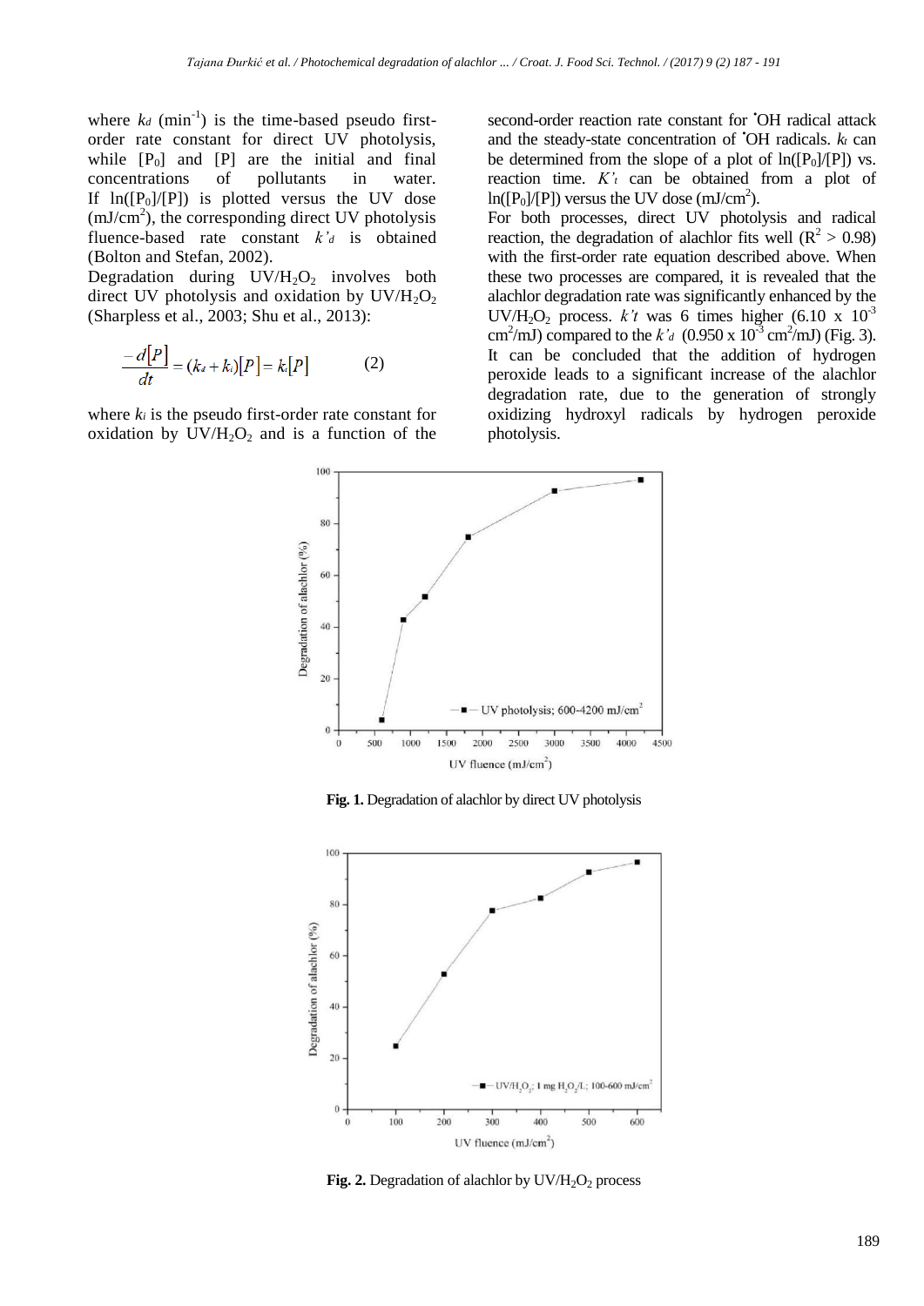where $k_d$ ($min^{-1}$) is the time-based pseudo first-order rate constant for direct UV photolysis, while $[P_0]$ and $[P]$ are the initial and final concentrations of pollutants in water. If $\ln([P_0]/[P])$ is plotted versus the UV dose ($mJ/cm^2$), the corresponding direct UV photolysis fluence-based rate constant $k'_d$ is obtained (Bolton and Stefan, 2002).

Degradation during $UV/H_2O_2$ involves both direct UV photolysis and oxidation by $UV/H_2O_2$ (Sharpless et al., 2003; Shu et al., 2013):

$$\frac{-d[P]}{dt} = (k_d + k_i)[P] = k_t[P] \qquad (2)$$

where $k_i$ is the pseudo first-order rate constant for oxidation by $UV/H_2O_2$ and is a function of the second-order reaction rate constant for $^{\bullet}OH$ radical attack and the steady-state concentration of $^{\bullet}OH$ radicals. $k_t$ can be determined from the slope of a plot of $\ln([P_0]/[P])$ vs. reaction time. $K'_t$ can be obtained from a plot of $\ln([P_0]/[P])$ versus the UV dose ($mJ/cm^2$).

For both processes, direct UV photolysis and radical reaction, the degradation of alachlor fits well ($R^2 > 0.98$) with the first-order rate equation described above. When these two processes are compared, it is revealed that the alachlor degradation rate was significantly enhanced by the $UV/H_2O_2$ process. $k't$ was 6 times higher ($6.10 \times 10^{-3}$ $cm^2/mJ$) compared to the $k'_d$ ($0.950 \times 10^{-3}$ $cm^2/mJ$) (Fig. 3). It can be concluded that the addition of hydrogen peroxide leads to a significant increase of the alachlor degradation rate, due to the generation of strongly oxidizing hydroxyl radicals by hydrogen peroxide photolysis.

**Fig. 1.** Degradation of alachlor by direct UV photolysis

**Fig. 2.** Degradation of alachlor by $UV/H_2O_2$ process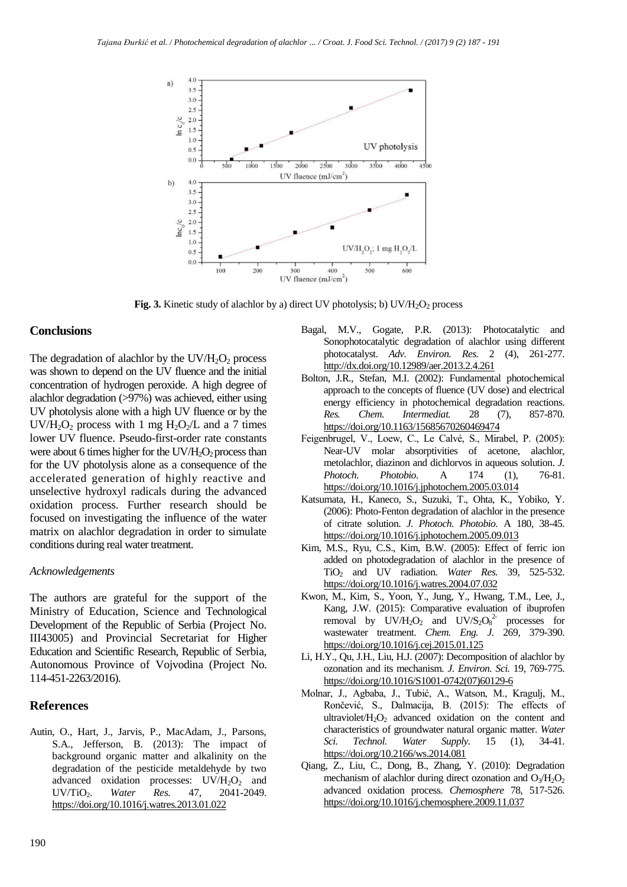**Fig. 3.** Kinetic study of alachlor by a) direct UV photolysis; b) $UV/H_2O_2$ process

## Conclusions

The degradation of alachlor by the $UV/H_2O_2$ process was shown to depend on the UV fluence and the initial concentration of hydrogen peroxide. A high degree of alachlor degradation (>97%) was achieved, either using UV photolysis alone with a high UV fluence or by the $UV/H_2O_2$ process with 1 mg $H_2O_2$/L and a 7 times lower UV fluence. Pseudo-first-order rate constants were about 6 times higher for the $UV/H_2O_2$ process than for the UV photolysis alone as a consequence of the accelerated generation of highly reactive and unselective hydroxyl radicals during the advanced oxidation process. Further research should be focused on investigating the influence of the water matrix on alachlor degradation in order to simulate conditions during real water treatment.

### *Acknowledgements*

The authors are grateful for the support of the Ministry of Education, Science and Technological Development of the Republic of Serbia (Project No. III43005) and Provincial Secretariat for Higher Education and Scientific Research, Republic of Serbia, Autonomous Province of Vojvodina (Project No. 114-451-2263/2016).

## References

Autin, O., Hart, J., Jarvis, P., MacAdam, J., Parsons, S.A., Jefferson, B. (2013): The impact of background organic matter and alkalinity on the degradation of the pesticide metaldehyde by two advanced oxidation processes: $UV/H_2O_2$ and $UV/TiO_2$. *Water Res.* 47, 2041-2049. https://doi.org/10.1016/j.watres.2013.01.022

Bagal, M.V., Gogate, P.R. (2013): Photocatalytic and Sonophotocatalytic degradation of alachlor using different photocatalyst. *Adv. Environ. Res.* 2 (4), 261-277. http://dx.doi.org/10.12989/aer.2013.2.4.261

Bolton, J.R., Stefan, M.I. (2002): Fundamental photochemical approach to the concepts of fluence (UV dose) and electrical energy efficiency in photochemical degradation reactions. *Res. Chem. Intermediat.* 28 (7), 857-870. https://doi.org/10.1163/15685670260469474

Feigenbrugel, V., Loew, C., Le Calvé, S., Mirabel, P. (2005): Near-UV molar absorptivities of acetone, alachlor, metolachlor, diazinon and dichlorvos in aqueous solution. *J. Photoch. Photobio.* A 174 (1), 76-81. https://doi.org/10.1016/j.jphotochem.2005.03.014

Katsumata, H., Kaneco, S., Suzuki, T., Ohta, K., Yobiko, Y. (2006): Photo-Fenton degradation of alachlor in the presence of citrate solution. *J. Photoch. Photobio.* A 180, 38-45. https://doi.org/10.1016/j.jphotochem.2005.09.013

Kim, M.S., Ryu, C.S., Kim, B.W. (2005): Effect of ferric ion added on photodegradation of alachlor in the presence of $TiO_2$ and UV radiation. *Water Res.* 39, 525-532. https://doi.org/10.1016/j.watres.2004.07.032

Kwon, M., Kim, S., Yoon, Y., Jung, Y., Hwang, T.M., Lee, J., Kang, J.W. (2015): Comparative evaluation of ibuprofen removal by $UV/H_2O_2$ and $UV/S_2O_8^{2-}$ processes for wastewater treatment. *Chem. Eng. J.* 269, 379-390. https://doi.org/10.1016/j.cej.2015.01.125

Li, H.Y., Qu, J.H., Liu, H.J. (2007): Decomposition of alachlor by ozonation and its mechanism. *J. Environ. Sci.* 19, 769-775. https://doi.org/10.1016/S1001-0742(07)60129-6

Molnar, J., Agbaba, J., Tubić, A., Watson, M., Kragulj, M., Rončević, S., Dalmacija, B. (2015): The effects of ultraviolet/$H_2O_2$ advanced oxidation on the content and characteristics of groundwater natural organic matter. *Water Sci. Technol. Water Supply.* 15 (1), 34-41. https://doi.org/10.2166/ws.2014.081

Qiang, Z., Liu, C., Dong, B., Zhang, Y. (2010): Degradation mechanism of alachlor during direct ozonation and $O_3/H_2O_2$ advanced oxidation process. *Chemosphere* 78, 517-526. https://doi.org/10.1016/j.chemosphere.2009.11.037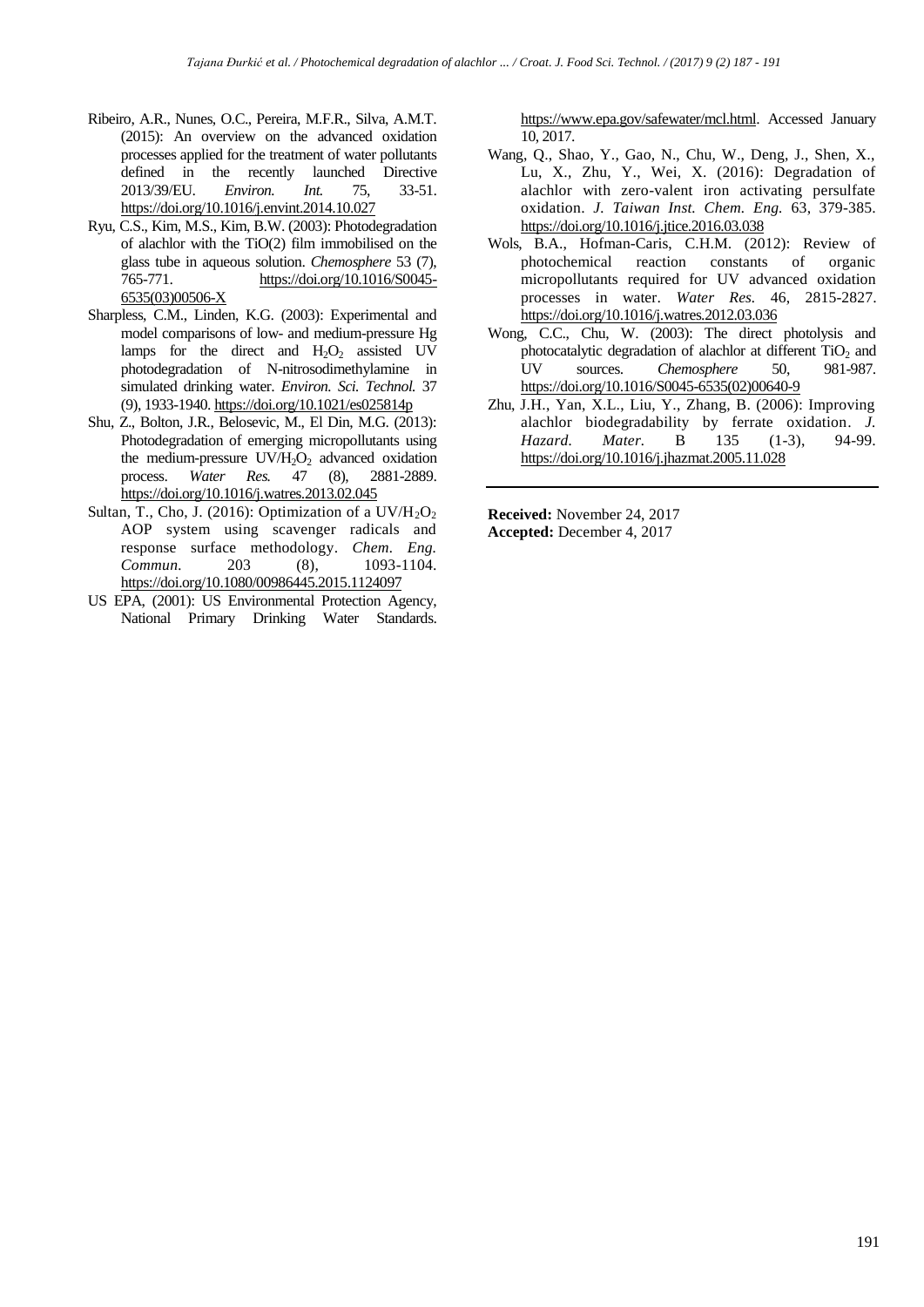Ribeiro, A.R., Nunes, O.C., Pereira, M.F.R., Silva, A.M.T. (2015): An overview on the advanced oxidation processes applied for the treatment of water pollutants defined in the recently launched Directive 2013/39/EU. *Environ. Int.* 75, 33-51. https://doi.org/10.1016/j.envint.2014.10.027

Ryu, C.S., Kim, M.S., Kim, B.W. (2003): Photodegradation of alachlor with the TiO(2) film immobilised on the glass tube in aqueous solution. *Chemosphere* 53 (7), 765-771. https://doi.org/10.1016/S0045-6535(03)00506-X

Sharpless, C.M., Linden, K.G. (2003): Experimental and model comparisons of low- and medium-pressure Hg lamps for the direct and $H_2O_2$ assisted UV photodegradation of N-nitrosodimethylamine in simulated drinking water. *Environ. Sci. Technol.* 37 (9), 1933-1940. https://doi.org/10.1021/es025814p

Shu, Z., Bolton, J.R., Belosevic, M., El Din, M.G. (2013): Photodegradation of emerging micropollutants using the medium-pressure UV/$H_2O_2$ advanced oxidation process. *Water Res.* 47 (8), 2881-2889. https://doi.org/10.1016/j.watres.2013.02.045

Sultan, T., Cho, J. (2016): Optimization of a UV/$H_2O_2$ AOP system using scavenger radicals and response surface methodology. *Chem. Eng. Commun.* 203 (8), 1093-1104. https://doi.org/10.1080/00986445.2015.1124097

US EPA, (2001): US Environmental Protection Agency, National Primary Drinking Water Standards. https://www.epa.gov/safewater/mcl.html. Accessed January 10, 2017.

Wang, Q., Shao, Y., Gao, N., Chu, W., Deng, J., Shen, X., Lu, X., Zhu, Y., Wei, X. (2016): Degradation of alachlor with zero-valent iron activating persulfate oxidation. *J. Taiwan Inst. Chem. Eng.* 63, 379-385. https://doi.org/10.1016/j.jtice.2016.03.038

Wols, B.A., Hofman-Caris, C.H.M. (2012): Review of photochemical reaction constants of organic micropollutants required for UV advanced oxidation processes in water. *Water Res.* 46, 2815-2827. https://doi.org/10.1016/j.watres.2012.03.036

Wong, C.C., Chu, W. (2003): The direct photolysis and photocatalytic degradation of alachlor at different $TiO_2$ and UV sources. *Chemosphere* 50, 981-987. https://doi.org/10.1016/S0045-6535(02)00640-9

Zhu, J.H., Yan, X.L., Liu, Y., Zhang, B. (2006): Improving alachlor biodegradability by ferrate oxidation. *J. Hazard. Mater.* B 135 (1-3), 94-99. https://doi.org/10.1016/j.jhazmat.2005.11.028

**Received:** November 24, 2017
**Accepted:** December 4, 2017